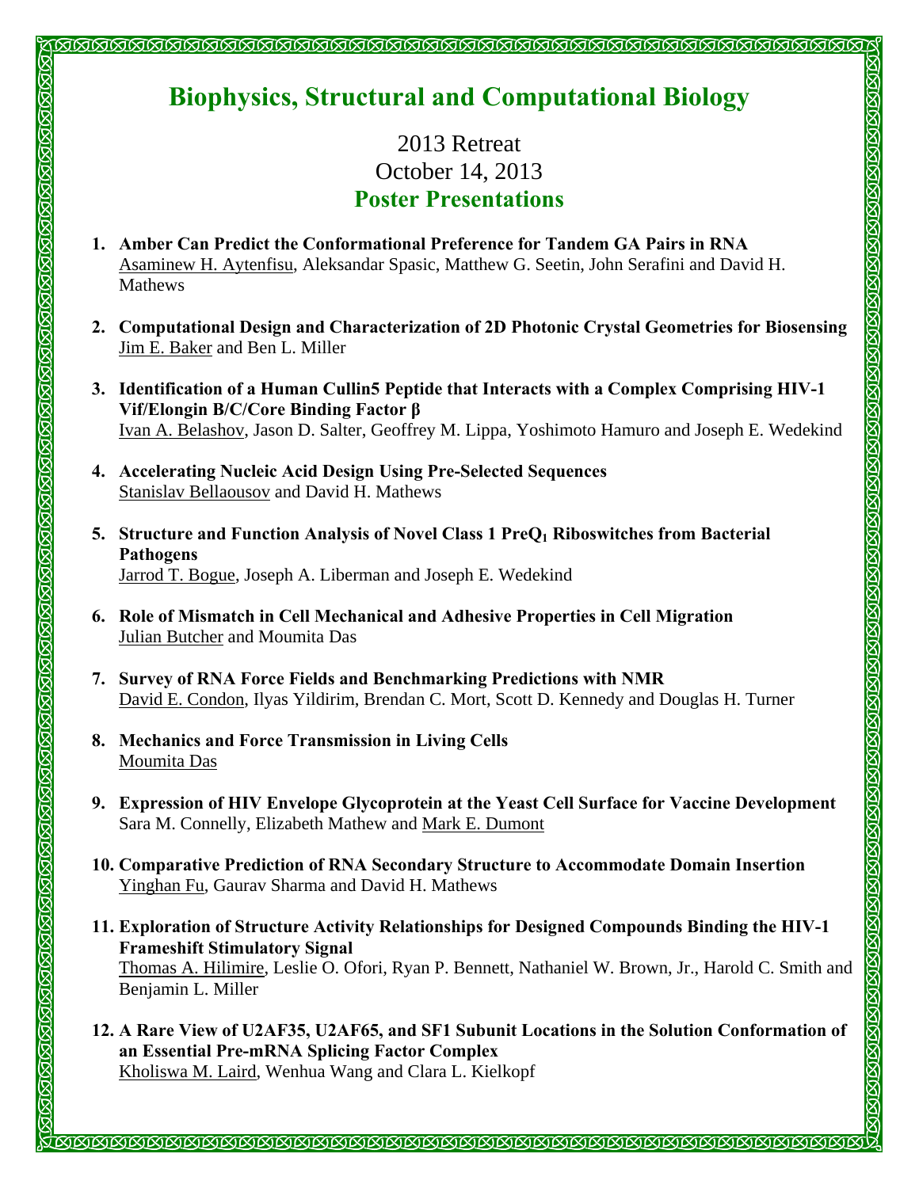# Biophysics, Structural and Computational Biology

2013 Retreat

October 14, 2013

## Poster Presentations

1. **Amber Can Predict the Conformational Preference for Tandem GA Pairs in RNA**
   Asaminew H. Aytenfisu, Aleksandar Spasic, Matthew G. Seetin, John Serafini and David H. Mathews

2. **Computational Design and Characterization of 2D Photonic Crystal Geometries for Biosensing**
   Jim E. Baker and Ben L. Miller

3. **Identification of a Human Cullin5 Peptide that Interacts with a Complex Comprising HIV-1 Vif/Elongin B/C/Core Binding Factor β**
   Ivan A. Belashov, Jason D. Salter, Geoffrey M. Lippa, Yoshimoto Hamuro and Joseph E. Wedekind

4. **Accelerating Nucleic Acid Design Using Pre-Selected Sequences**
   Stanislav Bellaousov and David H. Mathews

5. **Structure and Function Analysis of Novel Class 1 $PreQ_1$ Riboswitches from Bacterial Pathogens**
   Jarrod T. Bogue, Joseph A. Liberman and Joseph E. Wedekind

6. **Role of Mismatch in Cell Mechanical and Adhesive Properties in Cell Migration**
   Julian Butcher and Moumita Das

7. **Survey of RNA Force Fields and Benchmarking Predictions with NMR**
   David E. Condon, Ilyas Yildirim, Brendan C. Mort, Scott D. Kennedy and Douglas H. Turner

8. **Mechanics and Force Transmission in Living Cells**
   Moumita Das

9. **Expression of HIV Envelope Glycoprotein at the Yeast Cell Surface for Vaccine Development**
   Sara M. Connelly, Elizabeth Mathew and Mark E. Dumont

10. **Comparative Prediction of RNA Secondary Structure to Accommodate Domain Insertion**
    Yinghan Fu, Gaurav Sharma and David H. Mathews

11. **Exploration of Structure Activity Relationships for Designed Compounds Binding the HIV-1 Frameshift Stimulatory Signal**
    Thomas A. Hilimire, Leslie O. Ofori, Ryan P. Bennett, Nathaniel W. Brown, Jr., Harold C. Smith and Benjamin L. Miller

12. **A Rare View of U2AF35, U2AF65, and SF1 Subunit Locations in the Solution Conformation of an Essential Pre-mRNA Splicing Factor Complex**
    Kholiswa M. Laird, Wenhua Wang and Clara L. Kielkopf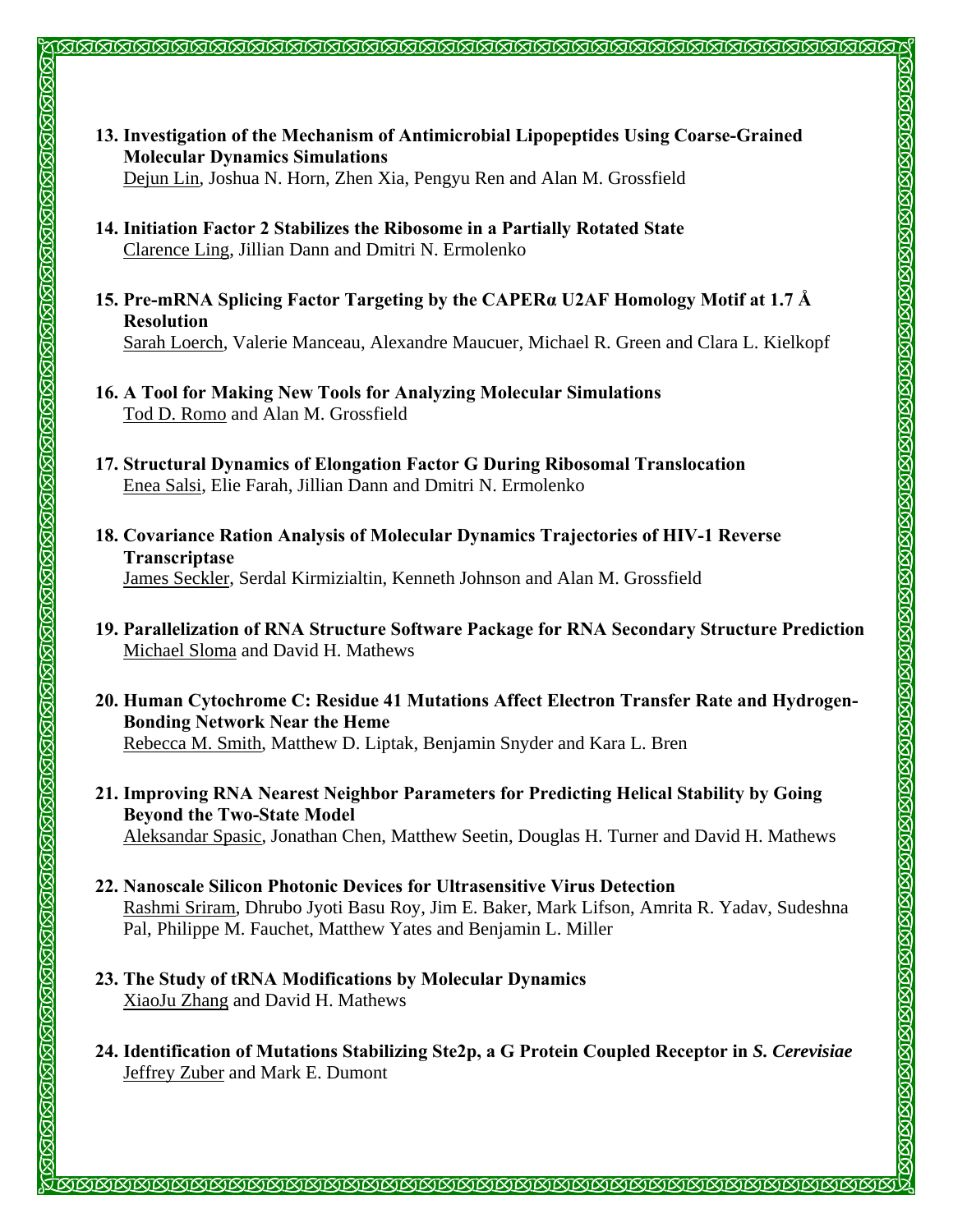**13. Investigation of the Mechanism of Antimicrobial Lipopeptides Using Coarse-Grained Molecular Dynamics Simulations**
<u>Dejun Lin</u>, Joshua N. Horn, Zhen Xia, Pengyu Ren and Alan M. Grossfield

**14. Initiation Factor 2 Stabilizes the Ribosome in a Partially Rotated State**
<u>Clarence Ling</u>, Jillian Dann and Dmitri N. Ermolenko

**15. Pre-mRNA Splicing Factor Targeting by the CAPERα U2AF Homology Motif at 1.7 Å Resolution**
<u>Sarah Loerch</u>, Valerie Manceau, Alexandre Maucuer, Michael R. Green and Clara L. Kielkopf

**16. A Tool for Making New Tools for Analyzing Molecular Simulations**
<u>Tod D. Romo</u> and Alan M. Grossfield

**17. Structural Dynamics of Elongation Factor G During Ribosomal Translocation**
<u>Enea Salsi</u>, Elie Farah, Jillian Dann and Dmitri N. Ermolenko

**18. Covariance Ration Analysis of Molecular Dynamics Trajectories of HIV-1 Reverse Transcriptase**
<u>James Seckler</u>, Serdal Kirmizialtin, Kenneth Johnson and Alan M. Grossfield

**19. Parallelization of RNA Structure Software Package for RNA Secondary Structure Prediction**
<u>Michael Sloma</u> and David H. Mathews

**20. Human Cytochrome C: Residue 41 Mutations Affect Electron Transfer Rate and Hydrogen-Bonding Network Near the Heme**
<u>Rebecca M. Smith</u>, Matthew D. Liptak, Benjamin Snyder and Kara L. Bren

**21. Improving RNA Nearest Neighbor Parameters for Predicting Helical Stability by Going Beyond the Two-State Model**
<u>Aleksandar Spasic</u>, Jonathan Chen, Matthew Seetin, Douglas H. Turner and David H. Mathews

**22. Nanoscale Silicon Photonic Devices for Ultrasensitive Virus Detection**
<u>Rashmi Sriram</u>, Dhrubo Jyoti Basu Roy, Jim E. Baker, Mark Lifson, Amrita R. Yadav, Sudeshna Pal, Philippe M. Fauchet, Matthew Yates and Benjamin L. Miller

**23. The Study of tRNA Modifications by Molecular Dynamics**
<u>XiaoJu Zhang</u> and David H. Mathews

**24. Identification of Mutations Stabilizing Ste2p, a G Protein Coupled Receptor in *S. Cerevisiae***
<u>Jeffrey Zuber</u> and Mark E. Dumont